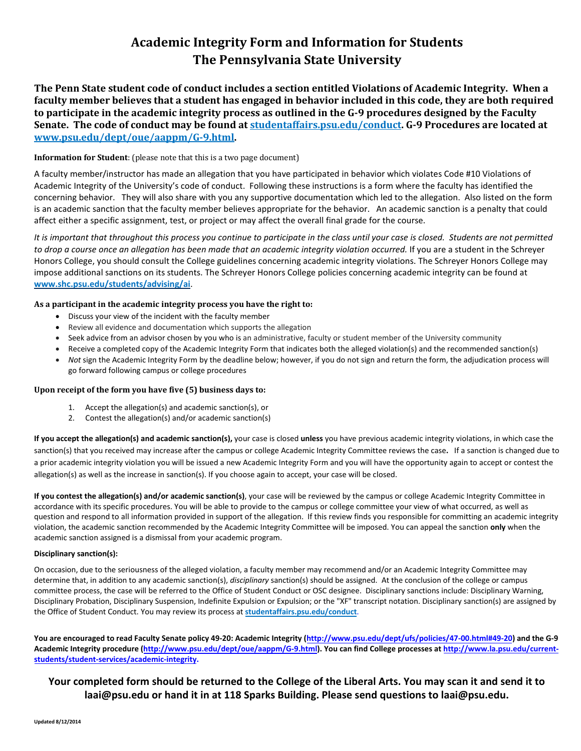# Academic Integrity Form and Information for Students
# The Pennsylvania State University

**The Penn State student code of conduct includes a section entitled Violations of Academic Integrity. When a faculty member believes that a student has engaged in behavior included in this code, they are both required to participate in the academic integrity process as outlined in the G-9 procedures designed by the Faculty Senate. The code of conduct may be found at studentaffairs.psu.edu/conduct. G-9 Procedures are located at www.psu.edu/dept/oue/aappm/G-9.html.**

**Information for Student**: (please note that this is a two page document)

A faculty member/instructor has made an allegation that you have participated in behavior which violates Code #10 Violations of Academic Integrity of the University's code of conduct. Following these instructions is a form where the faculty has identified the concerning behavior. They will also share with you any supportive documentation which led to the allegation. Also listed on the form is an academic sanction that the faculty member believes appropriate for the behavior. An academic sanction is a penalty that could affect either a specific assignment, test, or project or may affect the overall final grade for the course.

*It is important that throughout this process you continue to participate in the class until your case is closed. Students are not permitted to drop a course once an allegation has been made that an academic integrity violation occurred.* If you are a student in the Schreyer Honors College, you should consult the College guidelines concerning academic integrity violations. The Schreyer Honors College may impose additional sanctions on its students. The Schreyer Honors College policies concerning academic integrity can be found at www.shc.psu.edu/students/advising/ai.

**As a participant in the academic integrity process you have the right to:**

- Discuss your view of the incident with the faculty member
- Review all evidence and documentation which supports the allegation
- Seek advice from an advisor chosen by you who is an administrative, faculty or student member of the University community
- Receive a completed copy of the Academic Integrity Form that indicates both the alleged violation(s) and the recommended sanction(s)
- *Not* sign the Academic Integrity Form by the deadline below; however, if you do not sign and return the form, the adjudication process will go forward following campus or college procedures

**Upon receipt of the form you have five (5) business days to:**

1. Accept the allegation(s) and academic sanction(s), or
2. Contest the allegation(s) and/or academic sanction(s)

**If you accept the allegation(s) and academic sanction(s),** your case is closed **unless** you have previous academic integrity violations, in which case the sanction(s) that you received may increase after the campus or college Academic Integrity Committee reviews the case**.** If a sanction is changed due to a prior academic integrity violation you will be issued a new Academic Integrity Form and you will have the opportunity again to accept or contest the allegation(s) as well as the increase in sanction(s). If you choose again to accept, your case will be closed.

**If you contest the allegation(s) and/or academic sanction(s)**, your case will be reviewed by the campus or college Academic Integrity Committee in accordance with its specific procedures. You will be able to provide to the campus or college committee your view of what occurred, as well as question and respond to all information provided in support of the allegation. If this review finds you responsible for committing an academic integrity violation, the academic sanction recommended by the Academic Integrity Committee will be imposed. You can appeal the sanction **only** when the academic sanction assigned is a dismissal from your academic program.

**Disciplinary sanction(s):**

On occasion, due to the seriousness of the alleged violation, a faculty member may recommend and/or an Academic Integrity Committee may determine that, in addition to any academic sanction(s), *disciplinary* sanction(s) should be assigned. At the conclusion of the college or campus committee process, the case will be referred to the Office of Student Conduct or OSC designee. Disciplinary sanctions include: Disciplinary Warning, Disciplinary Probation, Disciplinary Suspension, Indefinite Expulsion or Expulsion; or the "XF" transcript notation. Disciplinary sanction(s) are assigned by the Office of Student Conduct. You may review its process at studentaffairs.psu.edu/conduct.

**You are encouraged to read Faculty Senate policy 49-20: Academic Integrity (http://www.psu.edu/dept/ufs/policies/47-00.html#49-20) and the G-9 Academic Integrity procedure (http://www.psu.edu/dept/oue/aappm/G-9.html). You can find College processes at http://www.la.psu.edu/current-students/student-services/academic-integrity.**

**Your completed form should be returned to the College of the Liberal Arts. You may scan it and send it to laai@psu.edu or hand it in at 118 Sparks Building. Please send questions to laai@psu.edu.**

Updated 8/12/2014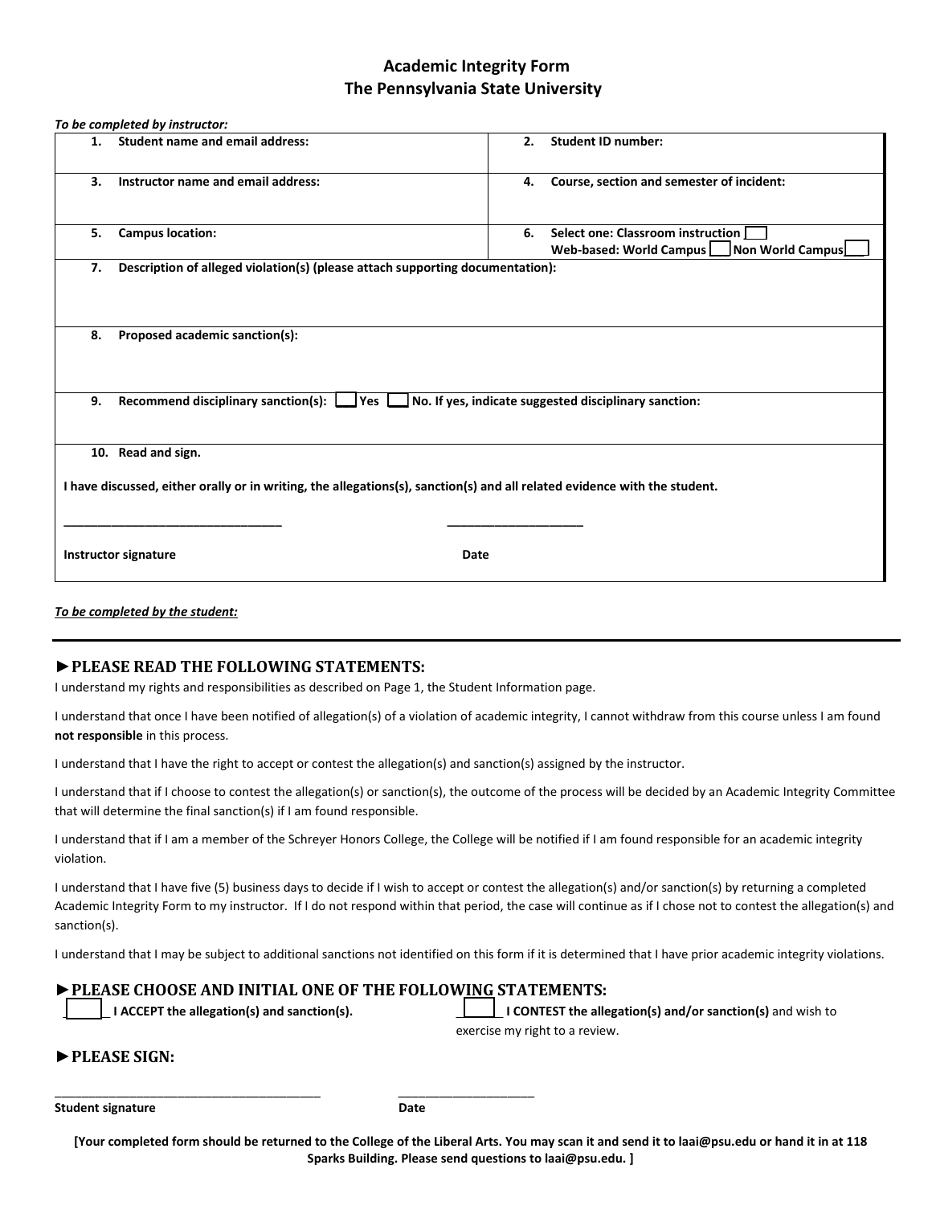# Academic Integrity Form
# The Pennsylvania State University

***To be completed by instructor:***

| | |
|---|---|
| **1. Student name and email address:** | **2. Student ID number:** |
| **3. Instructor name and email address:** | **4. Course, section and semester of incident:** |
| **5. Campus location:** | **6. Select one: Classroom instruction** ☐ **Web-based: World Campus** ☐ **Non World Campus** ☐ |
| **7. Description of alleged violation(s) (please attach supporting documentation):** | |
| **8. Proposed academic sanction(s):** | |
| **9. Recommend disciplinary sanction(s):** ☐ **Yes** ☐ **No. If yes, indicate suggested disciplinary sanction:** | |
| **10. Read and sign.** | |

**I have discussed, either orally or in writing, the allegations(s), sanction(s) and all related evidence with the student.**

_______________________________ ____________________

**Instructor signature** **Date**

***To be completed by the student:***

## ►PLEASE READ THE FOLLOWING STATEMENTS:

I understand my rights and responsibilities as described on Page 1, the Student Information page.

I understand that once I have been notified of allegation(s) of a violation of academic integrity, I cannot withdraw from this course unless I am found **not responsible** in this process.

I understand that I have the right to accept or contest the allegation(s) and sanction(s) assigned by the instructor.

I understand that if I choose to contest the allegation(s) or sanction(s), the outcome of the process will be decided by an Academic Integrity Committee that will determine the final sanction(s) if I am found responsible.

I understand that if I am a member of the Schreyer Honors College, the College will be notified if I am found responsible for an academic integrity violation.

I understand that I have five (5) business days to decide if I wish to accept or contest the allegation(s) and/or sanction(s) by returning a completed Academic Integrity Form to my instructor. If I do not respond within that period, the case will continue as if I chose not to contest the allegation(s) and sanction(s).

I understand that I may be subject to additional sanctions not identified on this form if it is determined that I have prior academic integrity violations.

## ►PLEASE CHOOSE AND INITIAL ONE OF THE FOLLOWING STATEMENTS:

______ **I ACCEPT the allegation(s) and sanction(s).**

______ **I CONTEST the allegation(s) and/or sanction(s)** and wish to exercise my right to a review.

## ►PLEASE SIGN:

_______________________________________ ____________________

**Student signature** **Date**

**[Your completed form should be returned to the College of the Liberal Arts. You may scan it and send it to laai@psu.edu or hand it in at 118 Sparks Building. Please send questions to laai@psu.edu. ]**